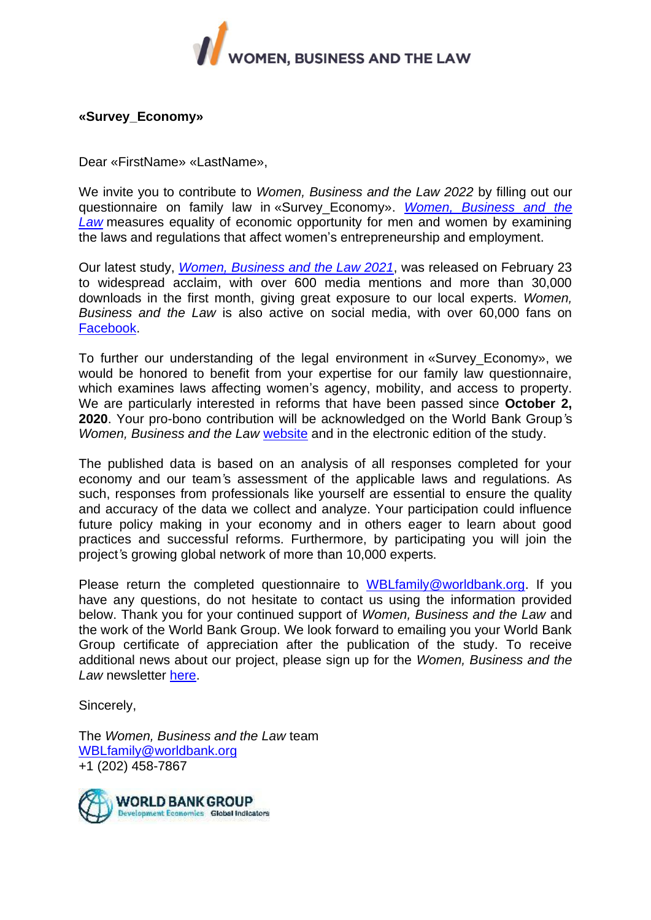WOMEN, BUSINESS AND THE LAW

**«Survey_Economy»**

Dear «FirstName» «LastName»,

We invite you to contribute to *Women, Business and the Law 2022* by filling out our questionnaire on family law in «Survey_Economy». *Women, Business and the Law* measures equality of economic opportunity for men and women by examining the laws and regulations that affect women's entrepreneurship and employment.

Our latest study, *Women, Business and the Law 2021*, was released on February 23 to widespread acclaim, with over 600 media mentions and more than 30,000 downloads in the first month, giving great exposure to our local experts. *Women, Business and the Law* is also active on social media, with over 60,000 fans on Facebook.

To further our understanding of the legal environment in «Survey_Economy», we would be honored to benefit from your expertise for our family law questionnaire, which examines laws affecting women's agency, mobility, and access to property. We are particularly interested in reforms that have been passed since **October 2, 2020**. Your pro-bono contribution will be acknowledged on the World Bank Group's *Women, Business and the Law* website and in the electronic edition of the study.

The published data is based on an analysis of all responses completed for your economy and our team's assessment of the applicable laws and regulations. As such, responses from professionals like yourself are essential to ensure the quality and accuracy of the data we collect and analyze. Your participation could influence future policy making in your economy and in others eager to learn about good practices and successful reforms. Furthermore, by participating you will join the project's growing global network of more than 10,000 experts.

Please return the completed questionnaire to WBLfamily@worldbank.org. If you have any questions, do not hesitate to contact us using the information provided below. Thank you for your continued support of *Women, Business and the Law* and the work of the World Bank Group. We look forward to emailing you your World Bank Group certificate of appreciation after the publication of the study. To receive additional news about our project, please sign up for the *Women, Business and the Law* newsletter here.

Sincerely,

The *Women, Business and the Law* team
WBLfamily@worldbank.org
+1 (202) 458-7867

WORLD BANK GROUP
Development Economics Global Indicators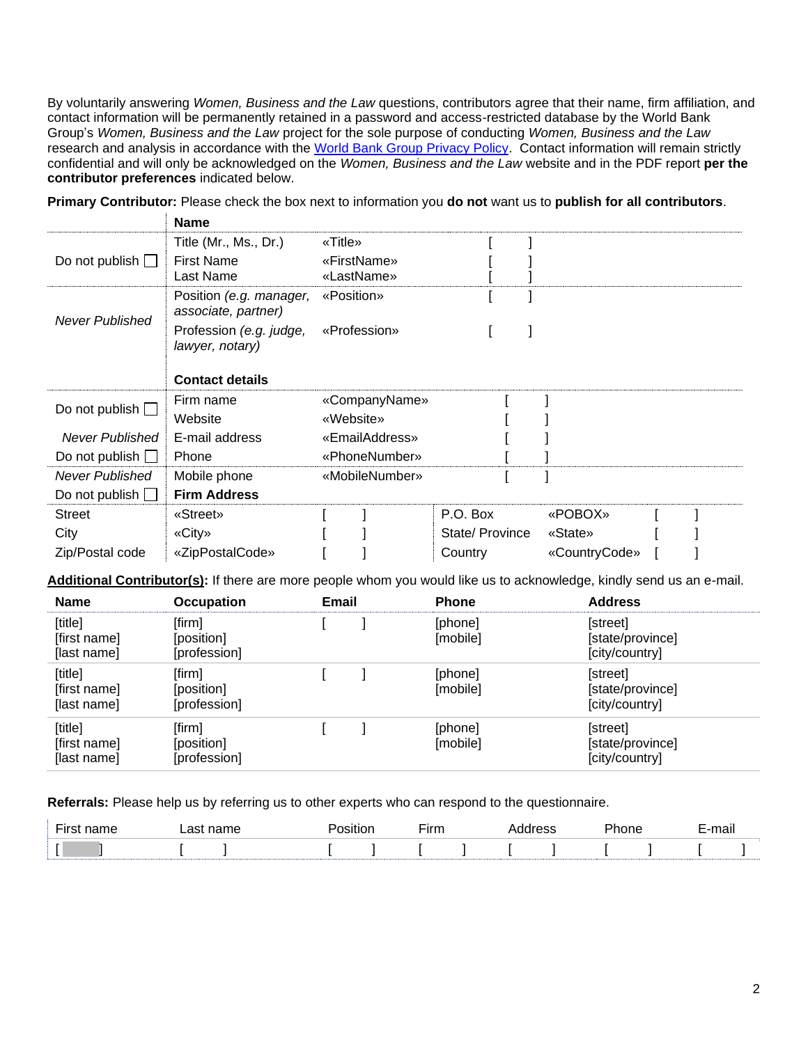By voluntarily answering *Women, Business and the Law* questions, contributors agree that their name, firm affiliation, and contact information will be permanently retained in a password and access-restricted database by the World Bank Group's *Women, Business and the Law* project for the sole purpose of conducting *Women, Business and the Law* research and analysis in accordance with the World Bank Group Privacy Policy. Contact information will remain strictly confidential and will only be acknowledged on the *Women, Business and the Law* website and in the PDF report **per the contributor preferences** indicated below.

**Primary Contributor:** Please check the box next to information you **do not** want us to **publish for all contributors**.

| | **Name** | | |
|---|---|---|---|
| Do not publish ☐ | Title (Mr., Ms., Dr.) | «Title» | [ ] |
| | First Name | «FirstName» | [ ] |
| | Last Name | «LastName» | [ ] |
| *Never Published* | Position *(e.g. manager, associate, partner)* | «Position» | [ ] |
| | Profession *(e.g. judge, lawyer, notary)* | «Profession» | [ ] |
| | **Contact details** | | |
| Do not publish ☐ | Firm name | «CompanyName» | [ ] |
| | Website | «Website» | [ ] |
| *Never Published* | E-mail address | «EmailAddress» | [ ] |
| Do not publish ☐ | Phone | «PhoneNumber» | [ ] |
| *Never Published* | Mobile phone | «MobileNumber» | [ ] |
| Do not publish ☐ | **Firm Address** | | |

| | | | | | |
|---|---|---|---|---|---|
| Street | «Street» | [ ] | P.O. Box | «POBOX» | [ ] |
| City | «City» | [ ] | State/ Province | «State» | [ ] |
| Zip/Postal code | «ZipPostalCode» | [ ] | Country | «CountryCode» | [ ] |

**Additional Contributor(s):** If there are more people whom you would like us to acknowledge, kindly send us an e-mail.

| Name | Occupation | Email | Phone | Address |
|---|---|---|---|---|
| [title]<br>[first name]<br>[last name] | [firm]<br>[position]<br>[profession] | [ ] | [phone]<br>[mobile] | [street]<br>[state/province]<br>[city/country] |
| [title]<br>[first name]<br>[last name] | [firm]<br>[position]<br>[profession] | [ ] | [phone]<br>[mobile] | [street]<br>[state/province]<br>[city/country] |
| [title]<br>[first name]<br>[last name] | [firm]<br>[position]<br>[profession] | [ ] | [phone]<br>[mobile] | [street]<br>[state/province]<br>[city/country] |

**Referrals:** Please help us by referring us to other experts who can respond to the questionnaire.

| First name | Last name | Position | Firm | Address | Phone | E-mail |
|---|---|---|---|---|---|---|
| [ ] | [ ] | [ ] | [ ] | [ ] | [ ] | [ ] |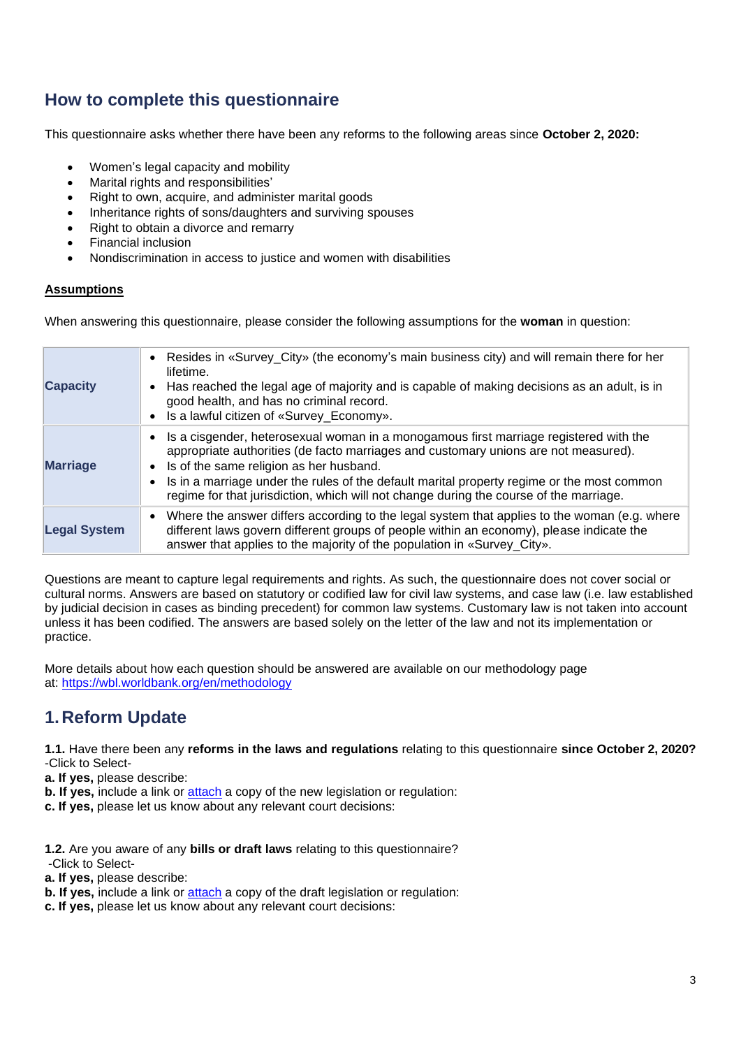## How to complete this questionnaire

This questionnaire asks whether there have been any reforms to the following areas since **October 2, 2020:**

- Women's legal capacity and mobility
- Marital rights and responsibilities'
- Right to own, acquire, and administer marital goods
- Inheritance rights of sons/daughters and surviving spouses
- Right to obtain a divorce and remarry
- Financial inclusion
- Nondiscrimination in access to justice and women with disabilities

**Assumptions**

When answering this questionnaire, please consider the following assumptions for the **woman** in question:

| | |
|---|---|
| **Capacity** | • Resides in «Survey_City» (the economy's main business city) and will remain there for her lifetime.<br>• Has reached the legal age of majority and is capable of making decisions as an adult, is in good health, and has no criminal record.<br>• Is a lawful citizen of «Survey_Economy». |
| **Marriage** | • Is a cisgender, heterosexual woman in a monogamous first marriage registered with the appropriate authorities (de facto marriages and customary unions are not measured).<br>• Is of the same religion as her husband.<br>• Is in a marriage under the rules of the default marital property regime or the most common regime for that jurisdiction, which will not change during the course of the marriage. |
| **Legal System** | • Where the answer differs according to the legal system that applies to the woman (e.g. where different laws govern different groups of people within an economy), please indicate the answer that applies to the majority of the population in «Survey_City». |

Questions are meant to capture legal requirements and rights. As such, the questionnaire does not cover social or cultural norms. Answers are based on statutory or codified law for civil law systems, and case law (i.e. law established by judicial decision in cases as binding precedent) for common law systems. Customary law is not taken into account unless it has been codified. The answers are based solely on the letter of the law and not its implementation or practice.

More details about how each question should be answered are available on our methodology page at: https://wbl.worldbank.org/en/methodology

## 1. Reform Update

**1.1.** Have there been any **reforms in the laws and regulations** relating to this questionnaire **since October 2, 2020?**
-Click to Select-
**a. If yes,** please describe:
**b. If yes,** include a link or attach a copy of the new legislation or regulation:
**c. If yes,** please let us know about any relevant court decisions:

**1.2.** Are you aware of any **bills or draft laws** relating to this questionnaire?
-Click to Select-
**a. If yes,** please describe:
**b. If yes,** include a link or attach a copy of the draft legislation or regulation:
**c. If yes,** please let us know about any relevant court decisions: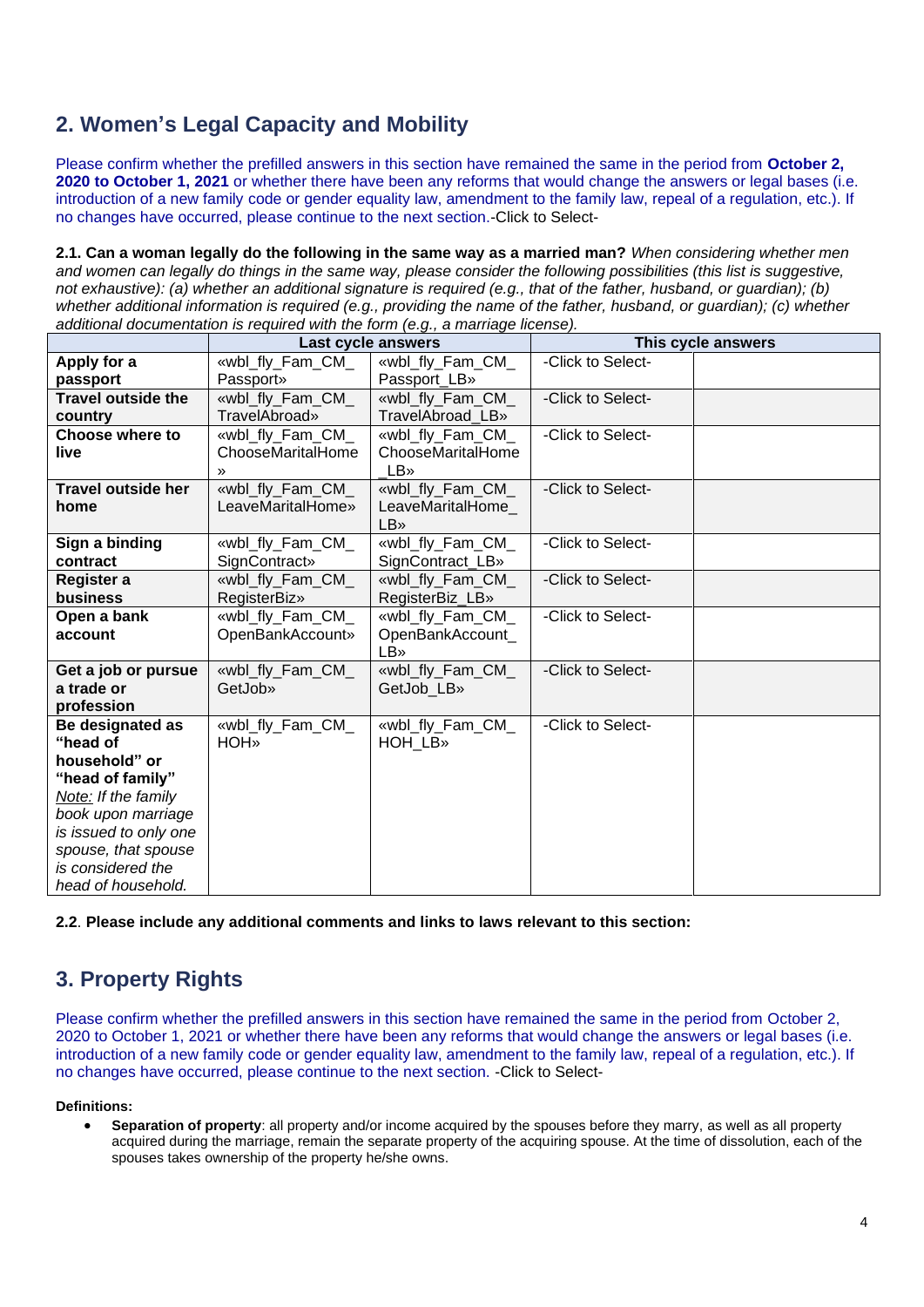## 2. Women's Legal Capacity and Mobility

Please confirm whether the prefilled answers in this section have remained the same in the period from **October 2, 2020 to October 1, 2021** or whether there have been any reforms that would change the answers or legal bases (i.e. introduction of a new family code or gender equality law, amendment to the family law, repeal of a regulation, etc.). If no changes have occurred, please continue to the next section.-Click to Select-

**2.1. Can a woman legally do the following in the same way as a married man?** *When considering whether men and women can legally do things in the same way, please consider the following possibilities (this list is suggestive, not exhaustive): (a) whether an additional signature is required (e.g., that of the father, husband, or guardian); (b) whether additional information is required (e.g., providing the name of the father, husband, or guardian); (c) whether additional documentation is required with the form (e.g., a marriage license).*

| | Last cycle answers | | This cycle answers | |
|---|---|---|---|---|
| **Apply for a passport** | «wbl_fly_Fam_CM_Passport» | «wbl_fly_Fam_CM_Passport_LB» | -Click to Select- | |
| **Travel outside the country** | «wbl_fly_Fam_CM_TravelAbroad» | «wbl_fly_Fam_CM_TravelAbroad_LB» | -Click to Select- | |
| **Choose where to live** | «wbl_fly_Fam_CM_ChooseMaritalHome» | «wbl_fly_Fam_CM_ChooseMaritalHome_LB» | -Click to Select- | |
| **Travel outside her home** | «wbl_fly_Fam_CM_LeaveMaritalHome» | «wbl_fly_Fam_CM_LeaveMaritalHome_LB» | -Click to Select- | |
| **Sign a binding contract** | «wbl_fly_Fam_CM_SignContract» | «wbl_fly_Fam_CM_SignContract_LB» | -Click to Select- | |
| **Register a business** | «wbl_fly_Fam_CM_RegisterBiz» | «wbl_fly_Fam_CM_RegisterBiz_LB» | -Click to Select- | |
| **Open a bank account** | «wbl_fly_Fam_CM_OpenBankAccount» | «wbl_fly_Fam_CM_OpenBankAccount_LB» | -Click to Select- | |
| **Get a job or pursue a trade or profession** | «wbl_fly_Fam_CM_GetJob» | «wbl_fly_Fam_CM_GetJob_LB» | -Click to Select- | |
| **Be designated as "head of household" or "head of family"** <u>Note:</u> *If the family book upon marriage is issued to only one spouse, that spouse is considered the head of household.* | «wbl_fly_Fam_CM_HOH» | «wbl_fly_Fam_CM_HOH_LB» | -Click to Select- | |

**2.2**. **Please include any additional comments and links to laws relevant to this section:**

## 3. Property Rights

Please confirm whether the prefilled answers in this section have remained the same in the period from October 2, 2020 to October 1, 2021 or whether there have been any reforms that would change the answers or legal bases (i.e. introduction of a new family code or gender equality law, amendment to the family law, repeal of a regulation, etc.). If no changes have occurred, please continue to the next section. -Click to Select-

**Definitions:**

- **Separation of property**: all property and/or income acquired by the spouses before they marry, as well as all property acquired during the marriage, remain the separate property of the acquiring spouse. At the time of dissolution, each of the spouses takes ownership of the property he/she owns.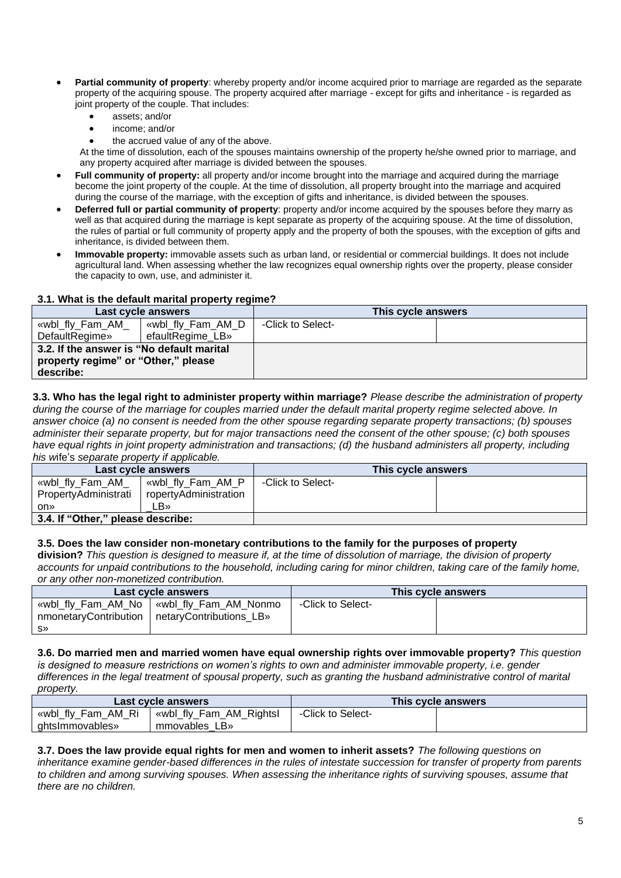- **Partial community of property**: whereby property and/or income acquired prior to marriage are regarded as the separate property of the acquiring spouse. The property acquired after marriage - except for gifts and inheritance - is regarded as joint property of the couple. That includes:
  - assets; and/or
  - income; and/or
  - the accrued value of any of the above.

  At the time of dissolution, each of the spouses maintains ownership of the property he/she owned prior to marriage, and any property acquired after marriage is divided between the spouses.
- **Full community of property:** all property and/or income brought into the marriage and acquired during the marriage become the joint property of the couple. At the time of dissolution, all property brought into the marriage and acquired during the course of the marriage, with the exception of gifts and inheritance, is divided between the spouses.
- **Deferred full or partial community of property**: property and/or income acquired by the spouses before they marry as well as that acquired during the marriage is kept separate as property of the acquiring spouse. At the time of dissolution, the rules of partial or full community of property apply and the property of both the spouses, with the exception of gifts and inheritance, is divided between them.
- **Immovable property:** immovable assets such as urban land, or residential or commercial buildings. It does not include agricultural land. When assessing whether the law recognizes equal ownership rights over the property, please consider the capacity to own, use, and administer it.

**3.1. What is the default marital property regime?**

| Last cycle answers | | This cycle answers | |
|---|---|---|---|
| «wbl_fly_Fam_AM_DefaultRegime» | «wbl_fly_Fam_AM_DefaultRegime_LB» | -Click to Select- | |
| **3.2. If the answer is "No default marital property regime" or "Other," please describe:** | | | |

**3.3. Who has the legal right to administer property within marriage?** *Please describe the administration of property during the course of the marriage for couples married under the default marital property regime selected above. In answer choice (a) no consent is needed from the other spouse regarding separate property transactions; (b) spouses administer their separate property, but for major transactions need the consent of the other spouse; (c) both spouses have equal rights in joint property administration and transactions; (d) the husband administers all property, including his wife's separate property if applicable.*

| Last cycle answers | | This cycle answers | |
|---|---|---|---|
| «wbl_fly_Fam_AM_PropertyAdministration» | «wbl_fly_Fam_AM_PropertyAdministration_LB» | -Click to Select- | |
| **3.4. If "Other," please describe:** | | | |

**3.5. Does the law consider non-monetary contributions to the family for the purposes of property division?** *This question is designed to measure if, at the time of dissolution of marriage, the division of property accounts for unpaid contributions to the household, including caring for minor children, taking care of the family home, or any other non-monetized contribution.*

| Last cycle answers | | This cycle answers | |
|---|---|---|---|
| «wbl_fly_Fam_AM_NonmonetaryContributions» | «wbl_fly_Fam_AM_NonmonetaryContributions_LB» | -Click to Select- | |

**3.6. Do married men and married women have equal ownership rights over immovable property?** *This question is designed to measure restrictions on women's rights to own and administer immovable property, i.e. gender differences in the legal treatment of spousal property, such as granting the husband administrative control of marital property.*

| Last cycle answers | | This cycle answers | |
|---|---|---|---|
| «wbl_fly_Fam_AM_RightsImmovables» | «wbl_fly_Fam_AM_RightsImmovables_LB» | -Click to Select- | |

**3.7. Does the law provide equal rights for men and women to inherit assets?** *The following questions on inheritance examine gender-based differences in the rules of intestate succession for transfer of property from parents to children and among surviving spouses. When assessing the inheritance rights of surviving spouses, assume that there are no children.*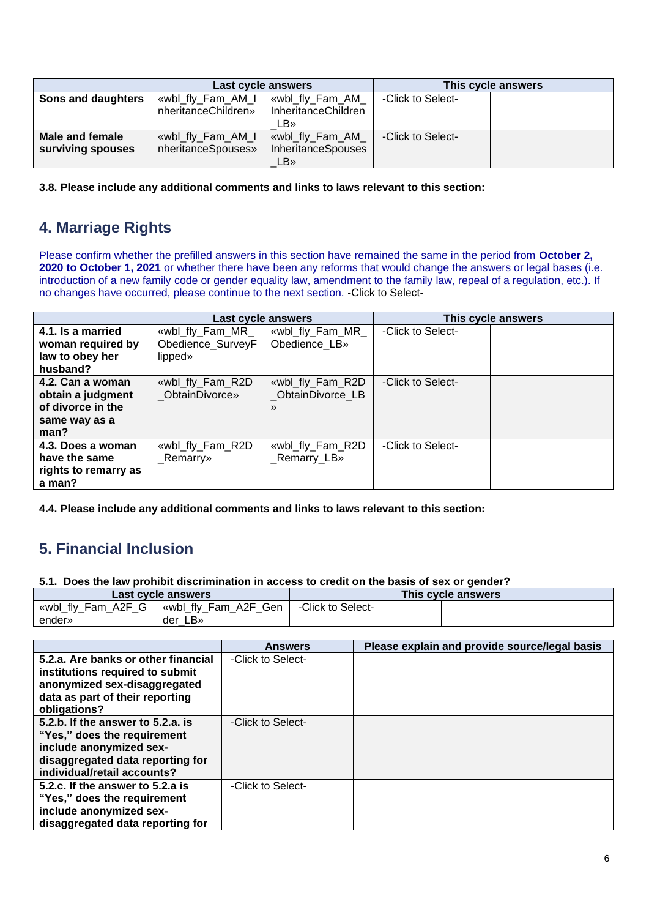| | Last cycle answers | | This cycle answers | |
|---|---|---|---|---|
| **Sons and daughters** | «wbl_fly_Fam_AM_InheritanceChildren» | «wbl_fly_Fam_AM_InheritanceChildren_LB» | -Click to Select- | |
| **Male and female surviving spouses** | «wbl_fly_Fam_AM_InheritanceSpouses» | «wbl_fly_Fam_AM_InheritanceSpouses_LB» | -Click to Select- | |

**3.8. Please include any additional comments and links to laws relevant to this section:**

## 4. Marriage Rights

Please confirm whether the prefilled answers in this section have remained the same in the period from **October 2, 2020 to October 1, 2021** or whether there have been any reforms that would change the answers or legal bases (i.e. introduction of a new family code or gender equality law, amendment to the family law, repeal of a regulation, etc.). If no changes have occurred, please continue to the next section. -Click to Select-

| | Last cycle answers | | This cycle answers | |
|---|---|---|---|---|
| **4.1. Is a married woman required by law to obey her husband?** | «wbl_fly_Fam_MR_Obedience_SurveyFlipped» | «wbl_fly_Fam_MR_Obedience_LB» | -Click to Select- | |
| **4.2. Can a woman obtain a judgment of divorce in the same way as a man?** | «wbl_fly_Fam_R2D_ObtainDivorce» | «wbl_fly_Fam_R2D_ObtainDivorce_LB» | -Click to Select- | |
| **4.3. Does a woman have the same rights to remarry as a man?** | «wbl_fly_Fam_R2D_Remarry» | «wbl_fly_Fam_R2D_Remarry_LB» | -Click to Select- | |

**4.4. Please include any additional comments and links to laws relevant to this section:**

## 5. Financial Inclusion

**5.1. Does the law prohibit discrimination in access to credit on the basis of sex or gender?**

| Last cycle answers | | This cycle answers | |
|---|---|---|---|
| «wbl_fly_Fam_A2F_Gender» | «wbl_fly_Fam_A2F_Gender_LB» | -Click to Select- | |

| | Answers | Please explain and provide source/legal basis |
|---|---|---|
| **5.2.a. Are banks or other financial institutions required to submit anonymized sex-disaggregated data as part of their reporting obligations?** | -Click to Select- | |
| **5.2.b. If the answer to 5.2.a. is "Yes," does the requirement include anonymized sex-disaggregated data reporting for individual/retail accounts?** | -Click to Select- | |
| **5.2.c. If the answer to 5.2.a is "Yes," does the requirement include anonymized sex-disaggregated data reporting for** | -Click to Select- | |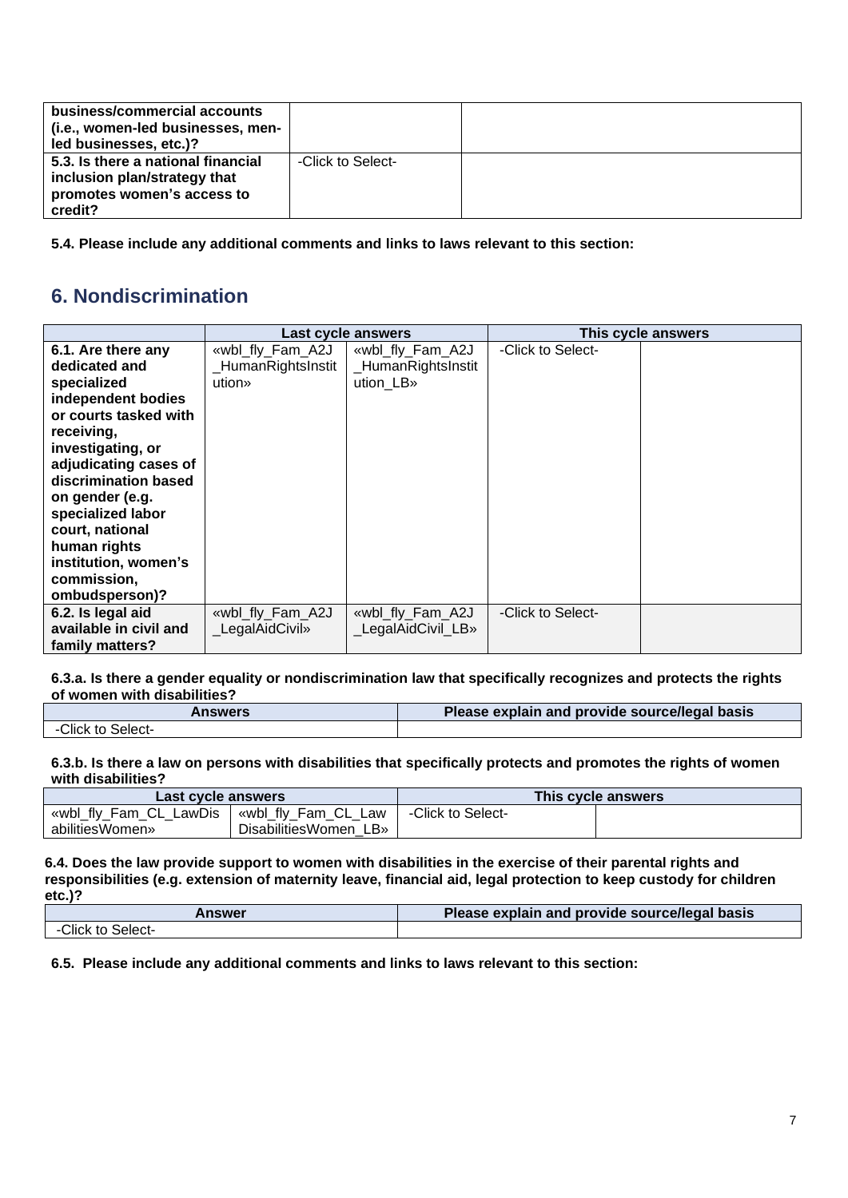| | | |
|---|---|---|
| business/commercial accounts (i.e., women-led businesses, men-led businesses, etc.)? | | |
| **5.3. Is there a national financial inclusion plan/strategy that promotes women's access to credit?** | -Click to Select- | |

**5.4. Please include any additional comments and links to laws relevant to this section:**

## 6. Nondiscrimination

| | Last cycle answers | | This cycle answers | |
|---|---|---|---|---|
| **6.1. Are there any dedicated and specialized independent bodies or courts tasked with receiving, investigating, or adjudicating cases of discrimination based on gender (e.g. specialized labor court, national human rights institution, women's commission, ombudsperson)?** | «wbl_fly_Fam_A2J_HumanRightsInstitution» | «wbl_fly_Fam_A2J_HumanRightsInstitution_LB» | -Click to Select- | |
| **6.2. Is legal aid available in civil and family matters?** | «wbl_fly_Fam_A2J_LegalAidCivil» | «wbl_fly_Fam_A2J_LegalAidCivil_LB» | -Click to Select- | |

**6.3.a. Is there a gender equality or nondiscrimination law that specifically recognizes and protects the rights of women with disabilities?**

| Answers | Please explain and provide source/legal basis |
|---|---|
| -Click to Select- | |

**6.3.b. Is there a law on persons with disabilities that specifically protects and promotes the rights of women with disabilities?**

| Last cycle answers | | This cycle answers | |
|---|---|---|---|
| «wbl_fly_Fam_CL_LawDisabilitiesWomen» | «wbl_fly_Fam_CL_LawDisabilitiesWomen_LB» | -Click to Select- | |

**6.4. Does the law provide support to women with disabilities in the exercise of their parental rights and responsibilities (e.g. extension of maternity leave, financial aid, legal protection to keep custody for children etc.)?**

| Answer | Please explain and provide source/legal basis |
|---|---|
| -Click to Select- | |

**6.5. Please include any additional comments and links to laws relevant to this section:**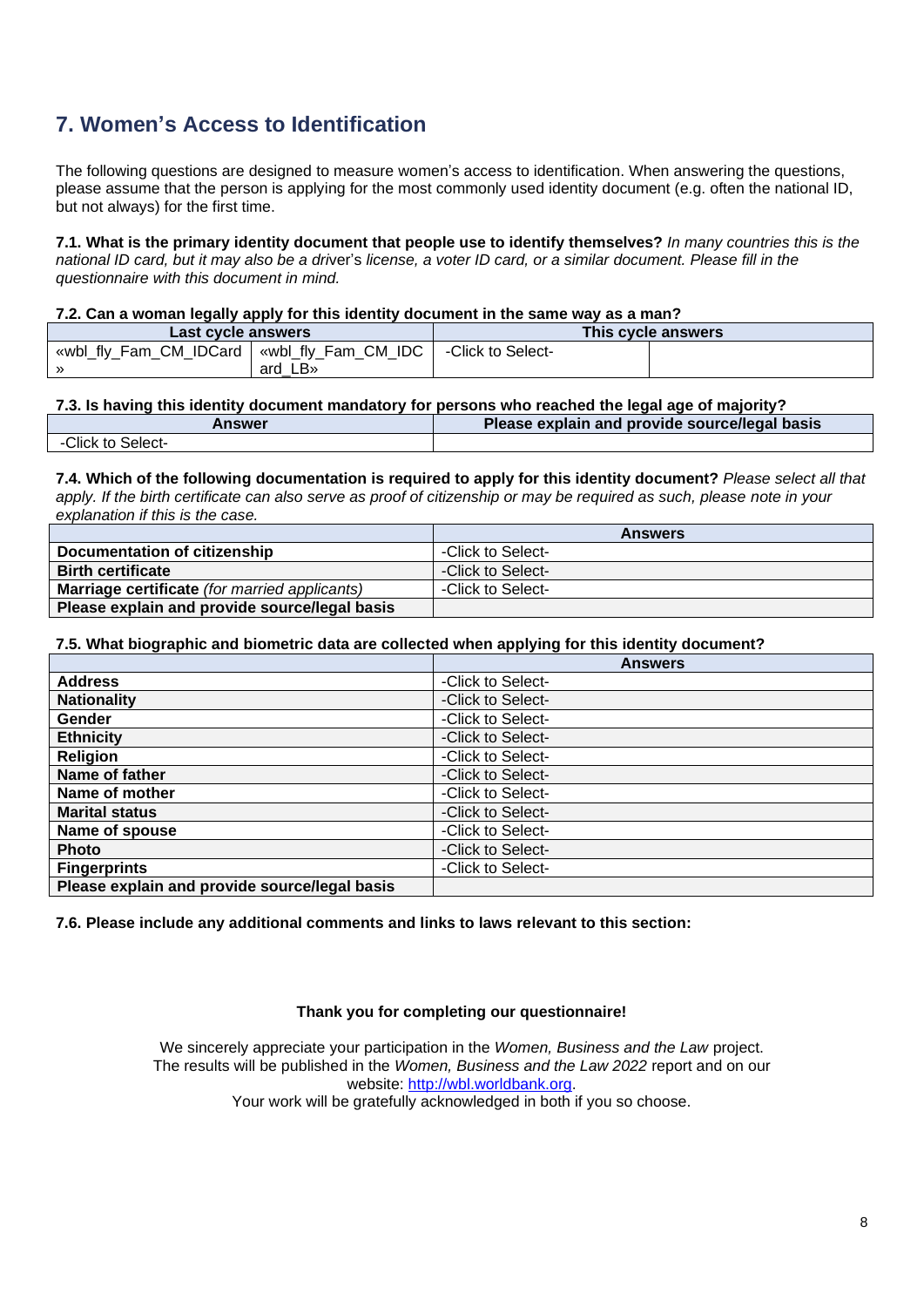## 7. Women's Access to Identification

The following questions are designed to measure women's access to identification. When answering the questions, please assume that the person is applying for the most commonly used identity document (e.g. often the national ID, but not always) for the first time.

**7.1. What is the primary identity document that people use to identify themselves?** *In many countries this is the national ID card, but it may also be a driver's license, a voter ID card, or a similar document. Please fill in the questionnaire with this document in mind.*

**7.2. Can a woman legally apply for this identity document in the same way as a man?**

| Last cycle answers | | This cycle answers | |
|---|---|---|---|
| «wbl_fly_Fam_CM_IDCard» | «wbl_fly_Fam_CM_IDCard_LB» | -Click to Select- | |

**7.3. Is having this identity document mandatory for persons who reached the legal age of majority?**

| Answer | Please explain and provide source/legal basis |
|---|---|
| -Click to Select- | |

**7.4. Which of the following documentation is required to apply for this identity document?** *Please select all that apply. If the birth certificate can also serve as proof of citizenship or may be required as such, please note in your explanation if this is the case.*

| | Answers |
|---|---|
| **Documentation of citizenship** | -Click to Select- |
| **Birth certificate** | -Click to Select- |
| **Marriage certificate** *(for married applicants)* | -Click to Select- |
| **Please explain and provide source/legal basis** | |

**7.5. What biographic and biometric data are collected when applying for this identity document?**

| | Answers |
|---|---|
| **Address** | -Click to Select- |
| **Nationality** | -Click to Select- |
| **Gender** | -Click to Select- |
| **Ethnicity** | -Click to Select- |
| **Religion** | -Click to Select- |
| **Name of father** | -Click to Select- |
| **Name of mother** | -Click to Select- |
| **Marital status** | -Click to Select- |
| **Name of spouse** | -Click to Select- |
| **Photo** | -Click to Select- |
| **Fingerprints** | -Click to Select- |
| **Please explain and provide source/legal basis** | |

**7.6. Please include any additional comments and links to laws relevant to this section:**

**Thank you for completing our questionnaire!**

We sincerely appreciate your participation in the *Women, Business and the Law* project.
The results will be published in the *Women, Business and the Law 2022* report and on our website: [http://wbl.worldbank.org](http://wbl.worldbank.org).
Your work will be gratefully acknowledged in both if you so choose.